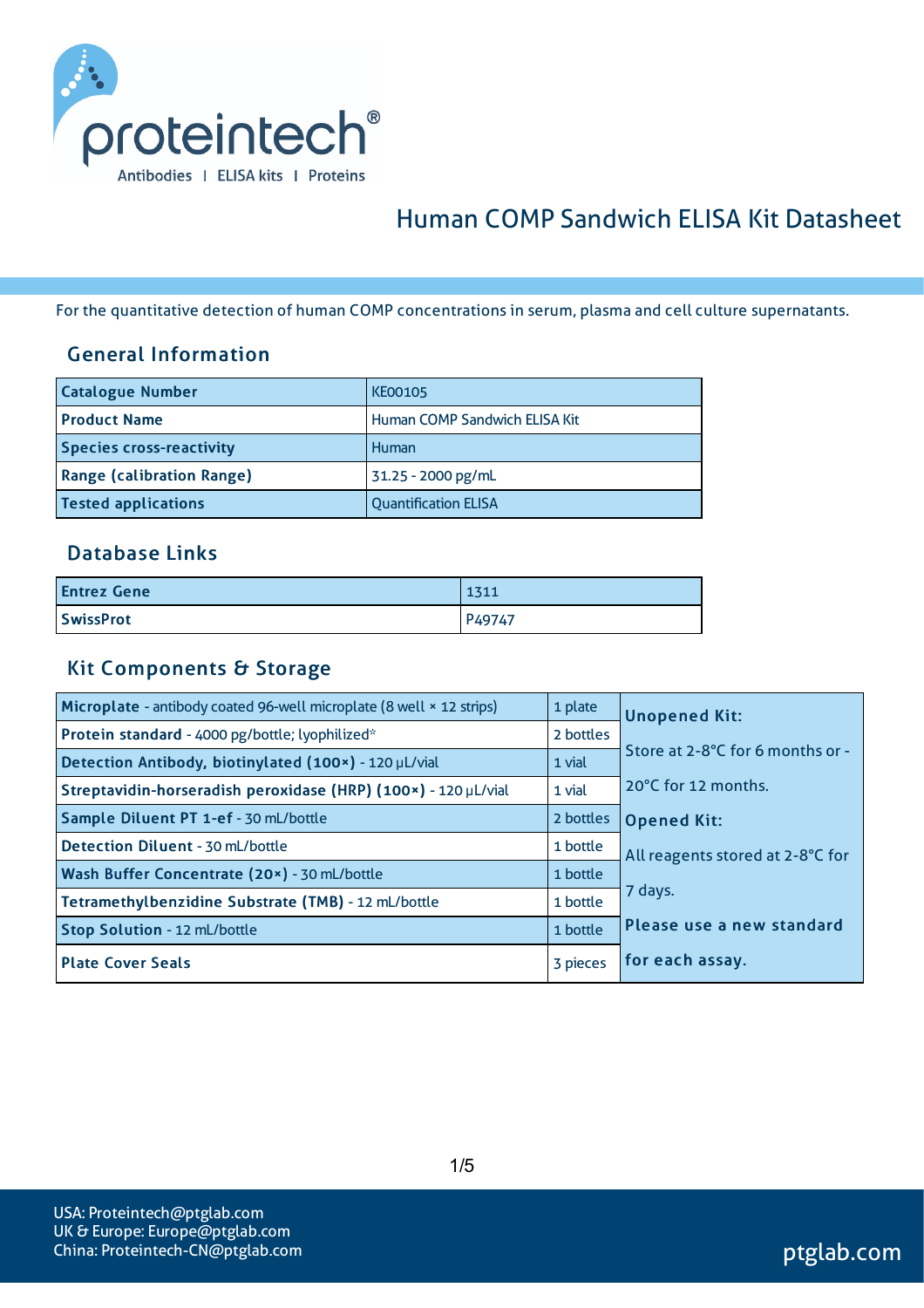# Human COMP Sandwich ELISA Kit Datasheet

For the quantitative detection of human COMP concentrations in serum, plasma and cell culture supernatants.

## General Information

| Catalogue Number | KE00105 |
|---|---|
| Product Name | Human COMP Sandwich ELISA Kit |
| Species cross-reactivity | Human |
| Range (calibration Range) | 31.25 - 2000 pg/mL |
| Tested applications | Quantification ELISA |

## Database Links

| Entrez Gene | 1311 |
|---|---|
| SwissProt | P49747 |

## Kit Components & Storage

| Component | Quantity | Storage |
|---|---|---|
| **Microplate** - antibody coated 96-well microplate (8 well × 12 strips) | 1 plate | **Unopened Kit:** Store at 2-8°C for 6 months or -20°C for 12 months. **Opened Kit:** All reagents stored at 2-8°C for 7 days. **Please use a new standard for each assay.** |
| **Protein standard** - 4000 pg/bottle; lyophilized* | 2 bottles | |
| **Detection Antibody, biotinylated (100×)** - 120 μL/vial | 1 vial | |
| **Streptavidin-horseradish peroxidase (HRP) (100×)** - 120 μL/vial | 1 vial | |
| **Sample Diluent PT 1-ef** - 30 mL/bottle | 2 bottles | |
| **Detection Diluent** - 30 mL/bottle | 1 bottle | |
| **Wash Buffer Concentrate (20×)** - 30 mL/bottle | 1 bottle | |
| **Tetramethylbenzidine Substrate (TMB)** - 12 mL/bottle | 1 bottle | |
| **Stop Solution** - 12 mL/bottle | 1 bottle | |
| **Plate Cover Seals** | 3 pieces | |

USA: Proteintech@ptglab.com
UK & Europe: Europe@ptglab.com
China: Proteintech-CN@ptglab.com

ptglab.com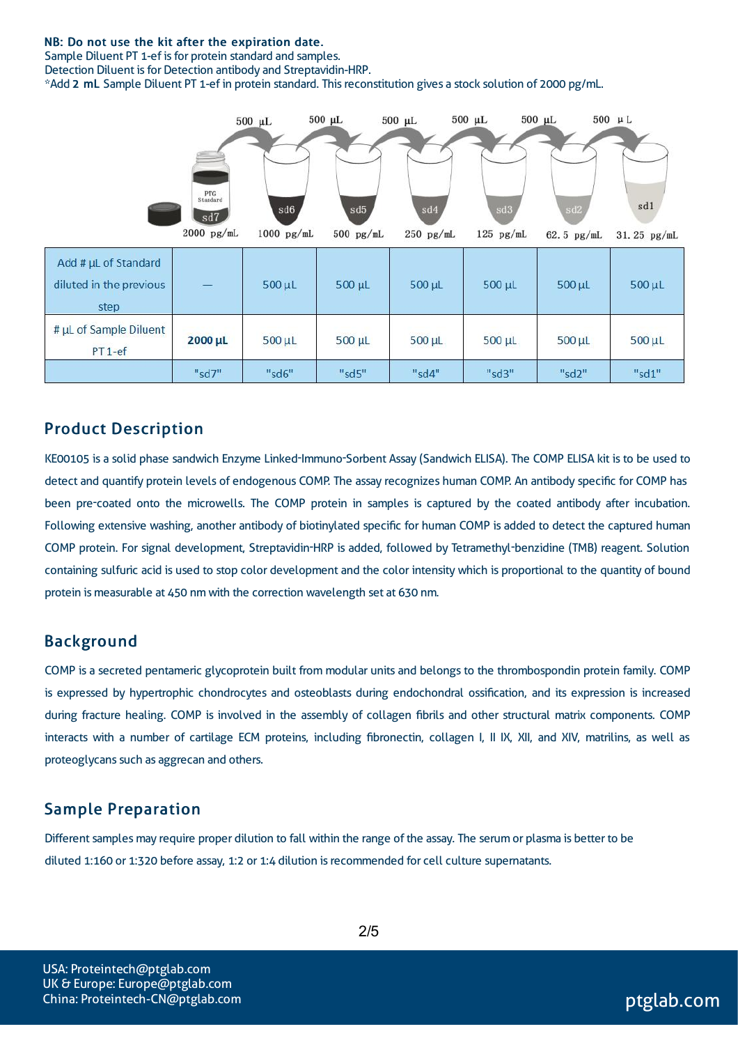**NB: Do not use the kit after the expiration date.**
Sample Diluent PT 1-ef is for protein standard and samples.
Detection Diluent is for Detection antibody and Streptavidin-HRP.
*Add **2 mL** Sample Diluent PT 1-ef in protein standard. This reconstitution gives a stock solution of 2000 pg/mL.

| | sd7 | sd6 | sd5 | sd4 | sd3 | sd2 | sd1 |
|---|---|---|---|---|---|---|---|
| Concentration | 2000 pg/mL | 1000 pg/mL | 500 pg/mL | 250 pg/mL | 125 pg/mL | 62.5 pg/mL | 31.25 pg/mL |
| Add # µL of Standard diluted in the previous step | — | 500 µL | 500 µL | 500 µL | 500 µL | 500 µL | 500 µL |
| # µL of Sample Diluent PT 1-ef | **2000 µL** | 500 µL | 500 µL | 500 µL | 500 µL | 500 µL | 500 µL |
| | "sd7" | "sd6" | "sd5" | "sd4" | "sd3" | "sd2" | "sd1" |

## Product Description

KE00105 is a solid phase sandwich Enzyme Linked-Immuno-Sorbent Assay (Sandwich ELISA). The COMP ELISA kit is to be used to detect and quantify protein levels of endogenous COMP. The assay recognizes human COMP. An antibody specific for COMP has been pre-coated onto the microwells. The COMP protein in samples is captured by the coated antibody after incubation. Following extensive washing, another antibody of biotinylated specific for human COMP is added to detect the captured human COMP protein. For signal development, Streptavidin-HRP is added, followed by Tetramethyl-benzidine (TMB) reagent. Solution containing sulfuric acid is used to stop color development and the color intensity which is proportional to the quantity of bound protein is measurable at 450 nm with the correction wavelength set at 630 nm.

## Background

COMP is a secreted pentameric glycoprotein built from modular units and belongs to the thrombospondin protein family. COMP is expressed by hypertrophic chondrocytes and osteoblasts during endochondral ossification, and its expression is increased during fracture healing. COMP is involved in the assembly of collagen fibrils and other structural matrix components. COMP interacts with a number of cartilage ECM proteins, including fibronectin, collagen I, II IX, XII, and XIV, matrilins, as well as proteoglycans such as aggrecan and others.

## Sample Preparation

Different samples may require proper dilution to fall within the range of the assay. The serum or plasma is better to be diluted 1:160 or 1:320 before assay, 1:2 or 1:4 dilution is recommended for cell culture supernatants.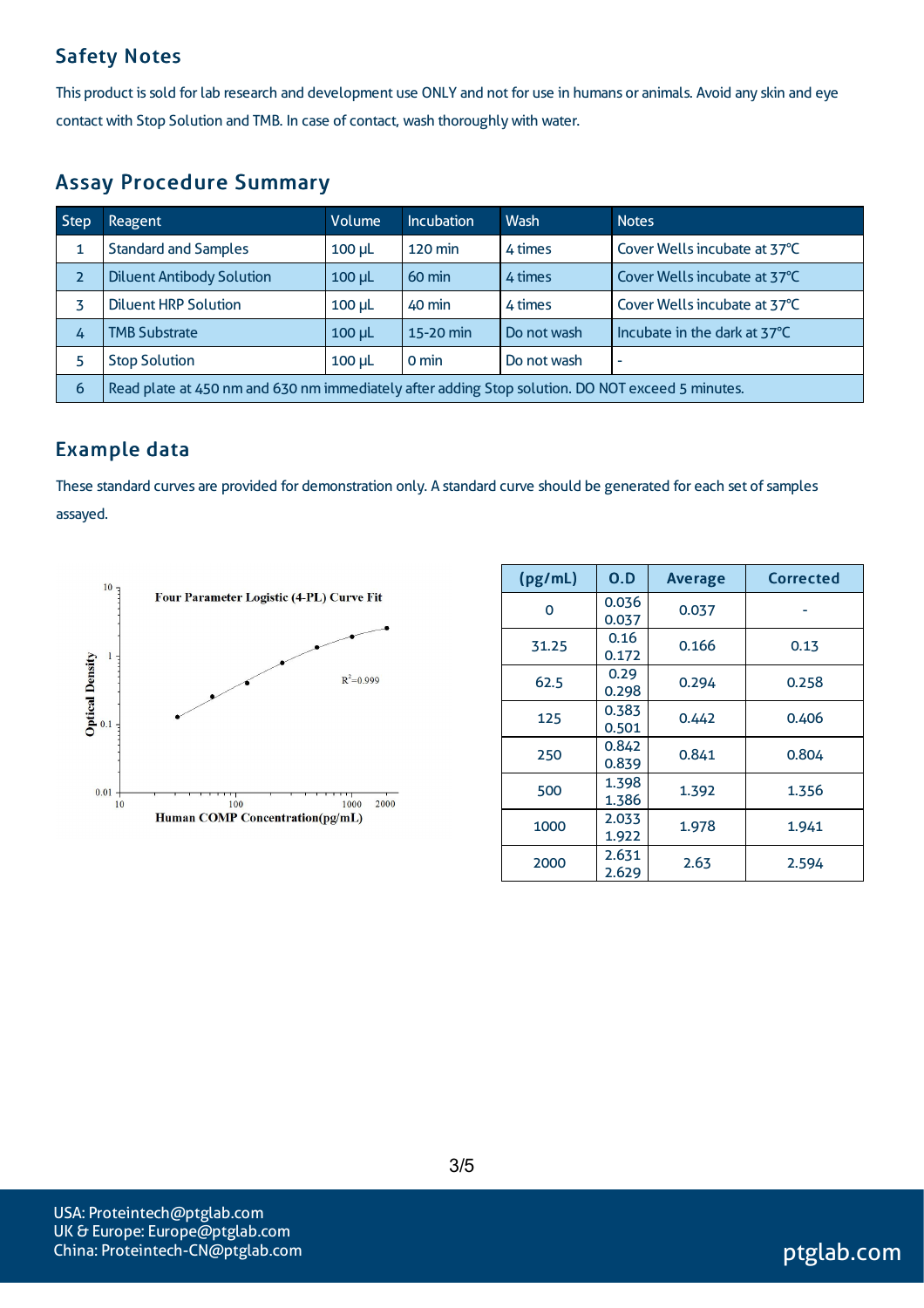## Safety Notes

This product is sold for lab research and development use ONLY and not for use in humans or animals. Avoid any skin and eye contact with Stop Solution and TMB. In case of contact, wash thoroughly with water.

## Assay Procedure Summary

| Step | Reagent | Volume | Incubation | Wash | Notes |
|---|---|---|---|---|---|
| 1 | Standard and Samples | 100 μL | 120 min | 4 times | Cover Wells incubate at 37°C |
| 2 | Diluent Antibody Solution | 100 μL | 60 min | 4 times | Cover Wells incubate at 37°C |
| 3 | Diluent HRP Solution | 100 μL | 40 min | 4 times | Cover Wells incubate at 37°C |
| 4 | TMB Substrate | 100 μL | 15-20 min | Do not wash | Incubate in the dark at 37°C |
| 5 | Stop Solution | 100 μL | 0 min | Do not wash | - |
| 6 | Read plate at 450 nm and 630 nm immediately after adding Stop solution. DO NOT exceed 5 minutes. | | | | |

## Example data

These standard curves are provided for demonstration only. A standard curve should be generated for each set of samples assayed.

Four Parameter Logistic (4-PL) Curve Fit

$R^2$=0.999

Optical Density

Human COMP Concentration(pg/mL)

| (pg/mL) | O.D | Average | Corrected |
|---|---|---|---|
| 0 | 0.036<br>0.037 | 0.037 | - |
| 31.25 | 0.16<br>0.172 | 0.166 | 0.13 |
| 62.5 | 0.29<br>0.298 | 0.294 | 0.258 |
| 125 | 0.383<br>0.501 | 0.442 | 0.406 |
| 250 | 0.842<br>0.839 | 0.841 | 0.804 |
| 500 | 1.398<br>1.386 | 1.392 | 1.356 |
| 1000 | 2.033<br>1.922 | 1.978 | 1.941 |
| 2000 | 2.631<br>2.629 | 2.63 | 2.594 |

USA: Proteintech@ptglab.com
UK & Europe: Europe@ptglab.com
China: Proteintech-CN@ptglab.com

ptglab.com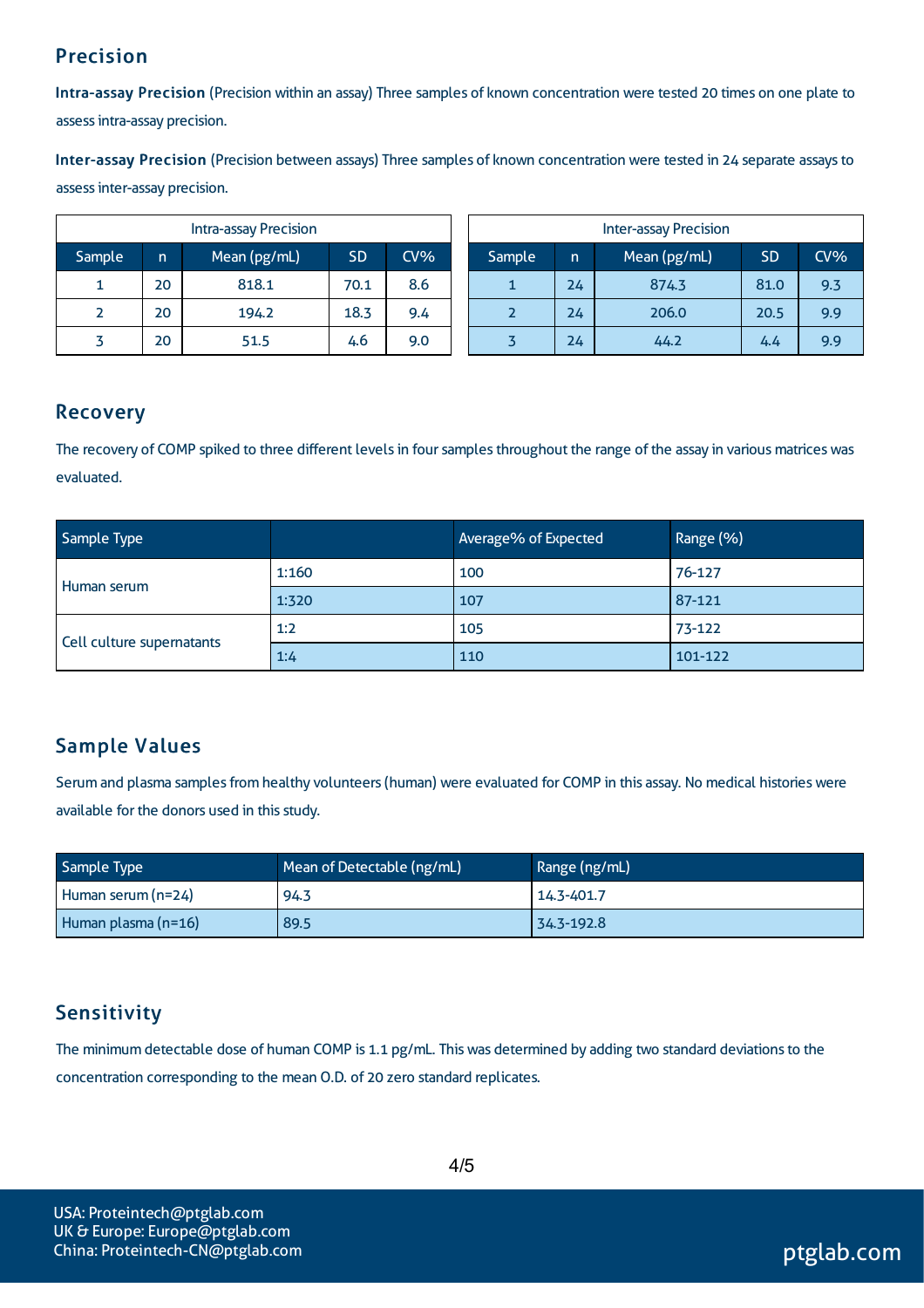## Precision

**Intra-assay Precision** (Precision within an assay) Three samples of known concentration were tested 20 times on one plate to assess intra-assay precision.

**Inter-assay Precision** (Precision between assays) Three samples of known concentration were tested in 24 separate assays to assess inter-assay precision.

| Intra-assay Precision | | | | |
|---|---|---|---|---|
| Sample | n | Mean (pg/mL) | SD | CV% |
| 1 | 20 | 818.1 | 70.1 | 8.6 |
| 2 | 20 | 194.2 | 18.3 | 9.4 |
| 3 | 20 | 51.5 | 4.6 | 9.0 |

| Inter-assay Precision | | | | |
|---|---|---|---|---|
| Sample | n | Mean (pg/mL) | SD | CV% |
| 1 | 24 | 874.3 | 81.0 | 9.3 |
| 2 | 24 | 206.0 | 20.5 | 9.9 |
| 3 | 24 | 44.2 | 4.4 | 9.9 |

## Recovery

The recovery of COMP spiked to three different levels in four samples throughout the range of the assay in various matrices was evaluated.

| Sample Type | | Average% of Expected | Range (%) |
|---|---|---|---|
| Human serum | 1:160 | 100 | 76-127 |
| | 1:320 | 107 | 87-121 |
| Cell culture supernatants | 1:2 | 105 | 73-122 |
| | 1:4 | 110 | 101-122 |

## Sample Values

Serum and plasma samples from healthy volunteers (human) were evaluated for COMP in this assay. No medical histories were available for the donors used in this study.

| Sample Type | Mean of Detectable (ng/mL) | Range (ng/mL) |
|---|---|---|
| Human serum (n=24) | 94.3 | 14.3-401.7 |
| Human plasma (n=16) | 89.5 | 34.3-192.8 |

## Sensitivity

The minimum detectable dose of human COMP is 1.1 pg/mL. This was determined by adding two standard deviations to the concentration corresponding to the mean O.D. of 20 zero standard replicates.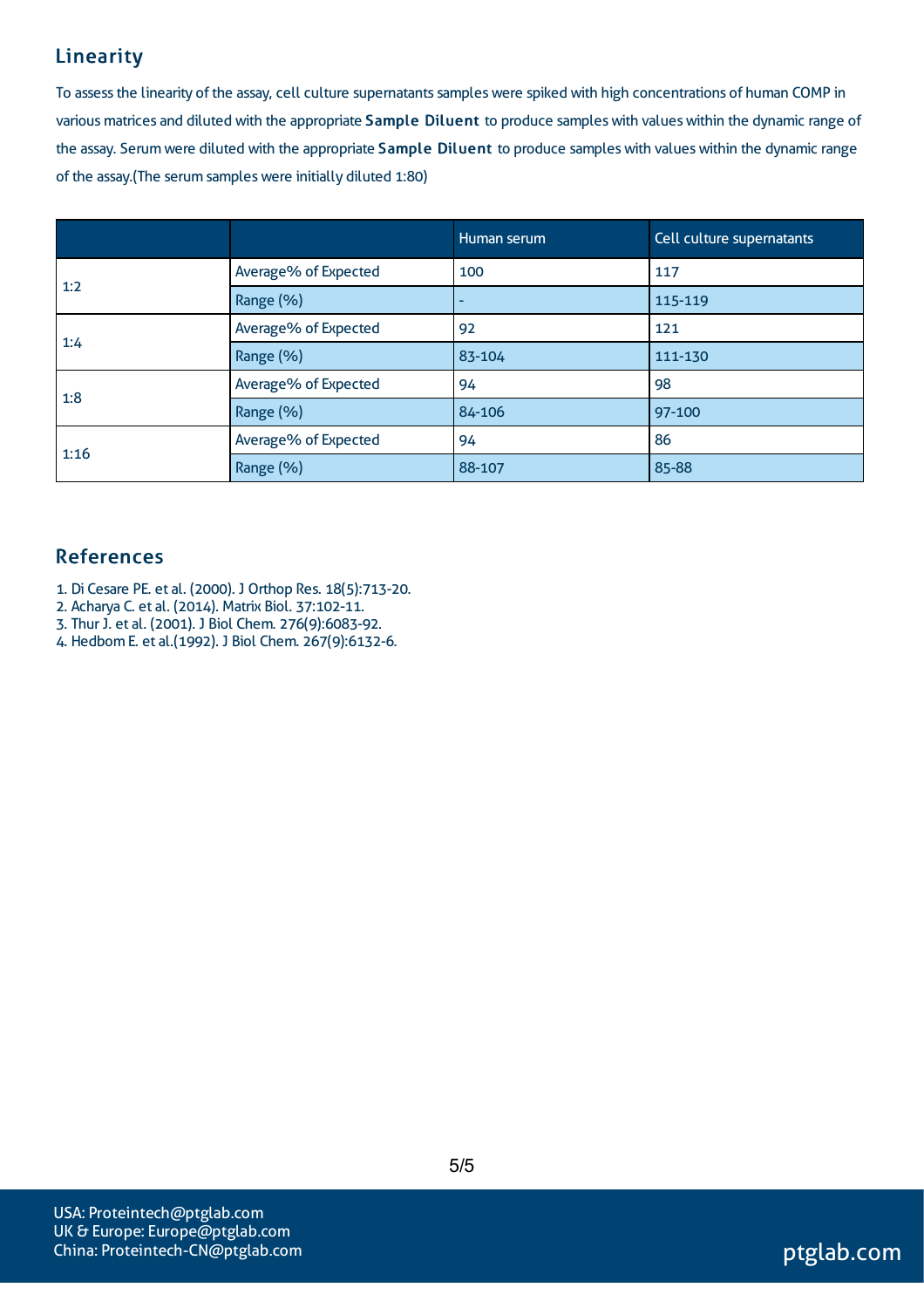## Linearity

To assess the linearity of the assay, cell culture supernatants samples were spiked with high concentrations of human COMP in various matrices and diluted with the appropriate **Sample Diluent** to produce samples with values within the dynamic range of the assay. Serum were diluted with the appropriate **Sample Diluent** to produce samples with values within the dynamic range of the assay.(The serum samples were initially diluted 1:80)

| | | Human serum | Cell culture supernatants |
|---|---|---|---|
| 1:2 | Average% of Expected | 100 | 117 |
| | Range (%) | - | 115-119 |
| 1:4 | Average% of Expected | 92 | 121 |
| | Range (%) | 83-104 | 111-130 |
| 1:8 | Average% of Expected | 94 | 98 |
| | Range (%) | 84-106 | 97-100 |
| 1:16 | Average% of Expected | 94 | 86 |
| | Range (%) | 88-107 | 85-88 |

## References

1. Di Cesare PE. et al. (2000). J Orthop Res. 18(5):713-20.
2. Acharya C. et al. (2014). Matrix Biol. 37:102-11.
3. Thur J. et al. (2001). J Biol Chem. 276(9):6083-92.
4. Hedbom E. et al.(1992). J Biol Chem. 267(9):6132-6.

USA: Proteintech@ptglab.com
UK & Europe: Europe@ptglab.com
China: Proteintech-CN@ptglab.com

ptglab.com